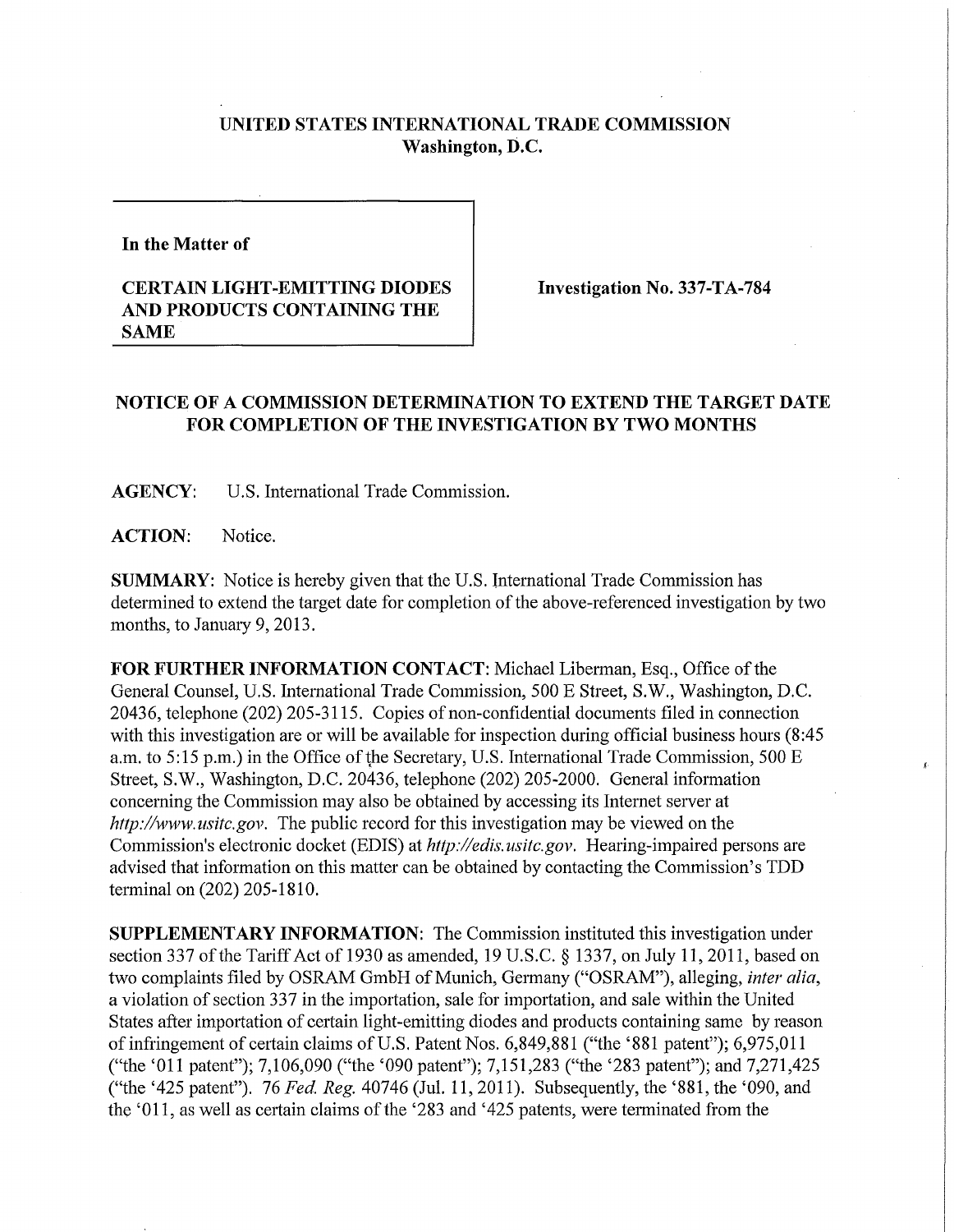**UNITED STATES INTERNATIONAL TRADE COMMISSION**
**Washington, D.C.**

**In the Matter of**

**CERTAIN LIGHT-EMITTING DIODES AND PRODUCTS CONTAINING THE SAME**

**Investigation No. 337-TA-784**

## NOTICE OF A COMMISSION DETERMINATION TO EXTEND THE TARGET DATE FOR COMPLETION OF THE INVESTIGATION BY TWO MONTHS

**AGENCY:** U.S. International Trade Commission.

**ACTION:** Notice.

**SUMMARY:** Notice is hereby given that the U.S. International Trade Commission has determined to extend the target date for completion of the above-referenced investigation by two months, to January 9, 2013.

**FOR FURTHER INFORMATION CONTACT:** Michael Liberman, Esq., Office of the General Counsel, U.S. International Trade Commission, 500 E Street, S.W., Washington, D.C. 20436, telephone (202) 205-3115. Copies of non-confidential documents filed in connection with this investigation are or will be available for inspection during official business hours (8:45 a.m. to 5:15 p.m.) in the Office of the Secretary, U.S. International Trade Commission, 500 E Street, S.W., Washington, D.C. 20436, telephone (202) 205-2000. General information concerning the Commission may also be obtained by accessing its Internet server at *http://www.usitc.gov*. The public record for this investigation may be viewed on the Commission's electronic docket (EDIS) at *http://edis.usitc.gov*. Hearing-impaired persons are advised that information on this matter can be obtained by contacting the Commission's TDD terminal on (202) 205-1810.

**SUPPLEMENTARY INFORMATION:** The Commission instituted this investigation under section 337 of the Tariff Act of 1930 as amended, 19 U.S.C. § 1337, on July 11, 2011, based on two complaints filed by OSRAM GmbH of Munich, Germany ("OSRAM"), alleging, *inter alia*, a violation of section 337 in the importation, sale for importation, and sale within the United States after importation of certain light-emitting diodes and products containing same by reason of infringement of certain claims of U.S. Patent Nos. 6,849,881 ("the '881 patent"); 6,975,011 ("the '011 patent"); 7,106,090 ("the '090 patent"); 7,151,283 ("the '283 patent"); and 7,271,425 ("the '425 patent"). 76 *Fed. Reg.* 40746 (Jul. 11, 2011). Subsequently, the '881, the '090, and the '011, as well as certain claims of the '283 and '425 patents, were terminated from the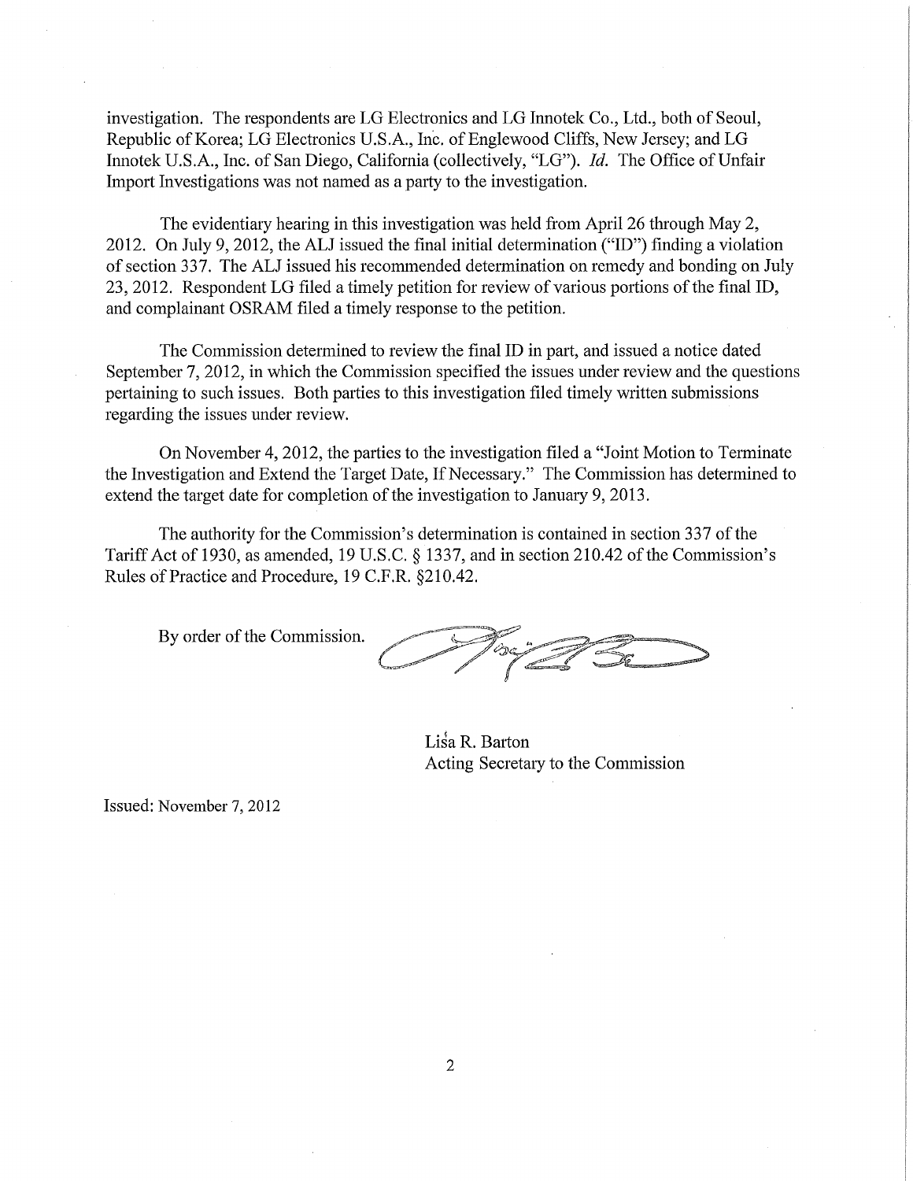investigation. The respondents are LG Electronics and LG Innotek Co., Ltd., both of Seoul, Republic of Korea; LG Electronics U.S.A., Inc. of Englewood Cliffs, New Jersey; and LG Innotek U.S.A., Inc. of San Diego, California (collectively, "LG"). *Id.* The Office of Unfair Import Investigations was not named as a party to the investigation.

The evidentiary hearing in this investigation was held from April 26 through May 2, 2012. On July 9, 2012, the ALJ issued the final initial determination ("ID") finding a violation of section 337. The ALJ issued his recommended determination on remedy and bonding on July 23, 2012. Respondent LG filed a timely petition for review of various portions of the final ID, and complainant OSRAM filed a timely response to the petition.

The Commission determined to review the final ID in part, and issued a notice dated September 7, 2012, in which the Commission specified the issues under review and the questions pertaining to such issues. Both parties to this investigation filed timely written submissions regarding the issues under review.

On November 4, 2012, the parties to the investigation filed a "Joint Motion to Terminate the Investigation and Extend the Target Date, If Necessary." The Commission has determined to extend the target date for completion of the investigation to January 9, 2013.

The authority for the Commission's determination is contained in section 337 of the Tariff Act of 1930, as amended, 19 U.S.C. § 1337, and in section 210.42 of the Commission's Rules of Practice and Procedure, 19 C.F.R. §210.42.

By order of the Commission.

Lisa R. Barton
Acting Secretary to the Commission

Issued: November 7, 2012